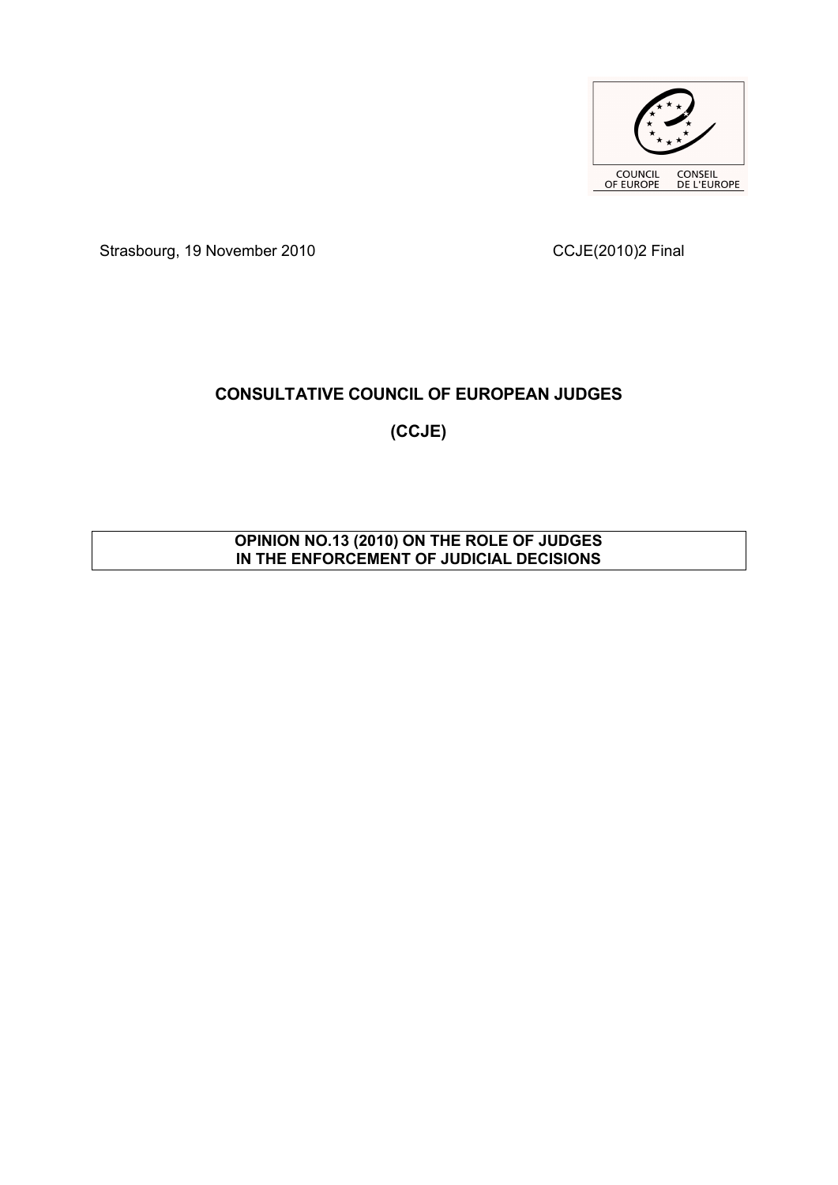COUNCIL OF EUROPE CONSEIL DE L'EUROPE

Strasbourg, 19 November 2010

CCJE(2010)2 Final

# CONSULTATIVE COUNCIL OF EUROPEAN JUDGES

# (CCJE)

## OPINION NO.13 (2010) ON THE ROLE OF JUDGES IN THE ENFORCEMENT OF JUDICIAL DECISIONS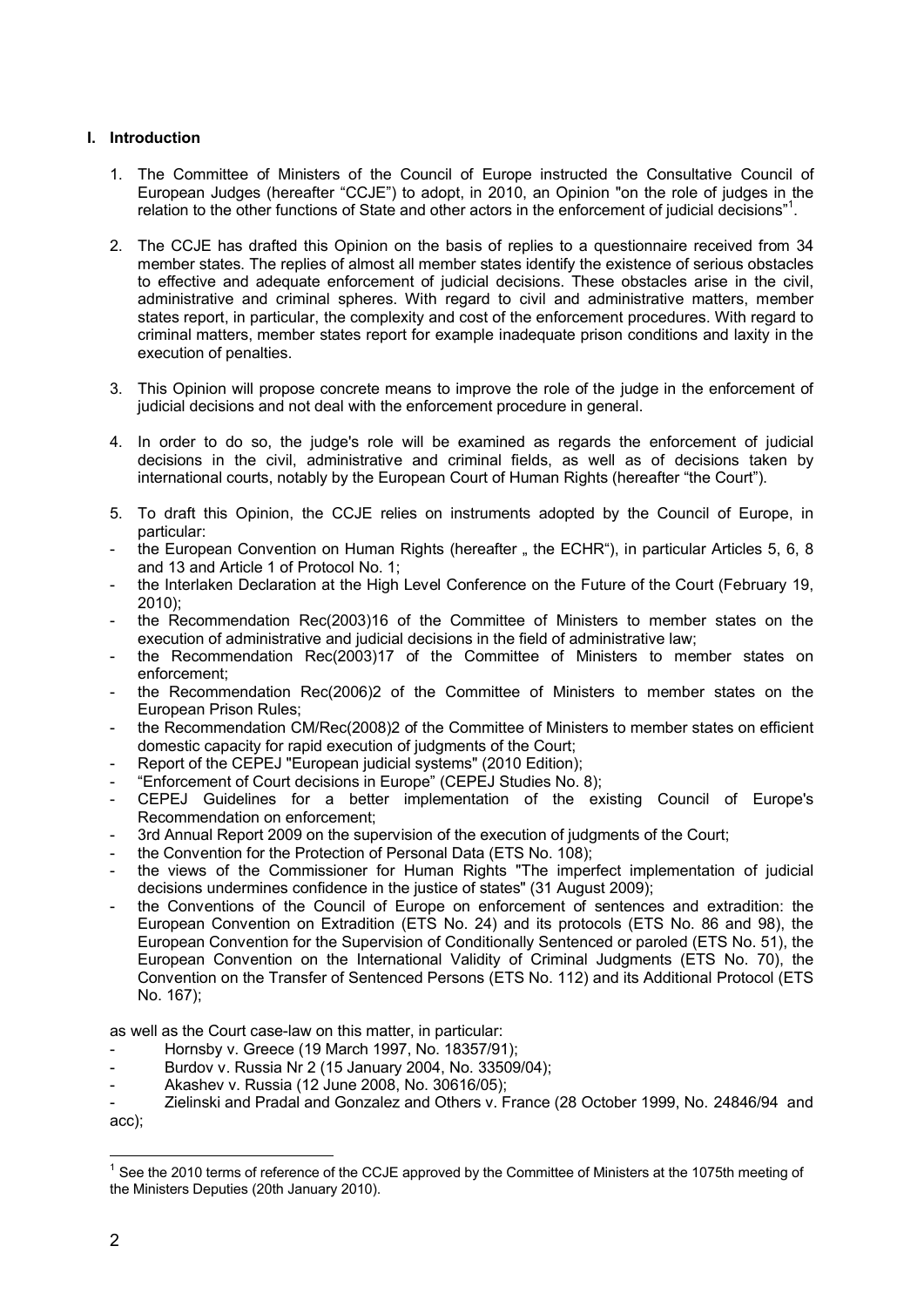## I. Introduction

1. The Committee of Ministers of the Council of Europe instructed the Consultative Council of European Judges (hereafter "CCJE") to adopt, in 2010, an Opinion "on the role of judges in the relation to the other functions of State and other actors in the enforcement of judicial decisions"[1].

2. The CCJE has drafted this Opinion on the basis of replies to a questionnaire received from 34 member states. The replies of almost all member states identify the existence of serious obstacles to effective and adequate enforcement of judicial decisions. These obstacles arise in the civil, administrative and criminal spheres. With regard to civil and administrative matters, member states report, in particular, the complexity and cost of the enforcement procedures. With regard to criminal matters, member states report for example inadequate prison conditions and laxity in the execution of penalties.

3. This Opinion will propose concrete means to improve the role of the judge in the enforcement of judicial decisions and not deal with the enforcement procedure in general.

4. In order to do so, the judge's role will be examined as regards the enforcement of judicial decisions in the civil, administrative and criminal fields, as well as of decisions taken by international courts, notably by the European Court of Human Rights (hereafter "the Court").

5. To draft this Opinion, the CCJE relies on instruments adopted by the Council of Europe, in particular:

- the European Convention on Human Rights (hereafter „ the ECHR"), in particular Articles 5, 6, 8 and 13 and Article 1 of Protocol No. 1;
- the Interlaken Declaration at the High Level Conference on the Future of the Court (February 19, 2010);
- the Recommendation Rec(2003)16 of the Committee of Ministers to member states on the execution of administrative and judicial decisions in the field of administrative law;
- the Recommendation Rec(2003)17 of the Committee of Ministers to member states on enforcement;
- the Recommendation Rec(2006)2 of the Committee of Ministers to member states on the European Prison Rules;
- the Recommendation CM/Rec(2008)2 of the Committee of Ministers to member states on efficient domestic capacity for rapid execution of judgments of the Court;
- Report of the CEPEJ "European judicial systems" (2010 Edition);
- "Enforcement of Court decisions in Europe" (CEPEJ Studies No. 8);
- CEPEJ Guidelines for a better implementation of the existing Council of Europe's Recommendation on enforcement;
- 3rd Annual Report 2009 on the supervision of the execution of judgments of the Court;
- the Convention for the Protection of Personal Data (ETS No. 108);
- the views of the Commissioner for Human Rights "The imperfect implementation of judicial decisions undermines confidence in the justice of states" (31 August 2009);
- the Conventions of the Council of Europe on enforcement of sentences and extradition: the European Convention on Extradition (ETS No. 24) and its protocols (ETS No. 86 and 98), the European Convention for the Supervision of Conditionally Sentenced or paroled (ETS No. 51), the European Convention on the International Validity of Criminal Judgments (ETS No. 70), the Convention on the Transfer of Sentenced Persons (ETS No. 112) and its Additional Protocol (ETS No. 167);

as well as the Court case-law on this matter, in particular:

- Hornsby v. Greece (19 March 1997, No. 18357/91);
- Burdov v. Russia Nr 2 (15 January 2004, No. 33509/04);
- Akashev v. Russia (12 June 2008, No. 30616/05);
- Zielinski and Pradal and Gonzalez and Others v. France (28 October 1999, No. 24846/94 and acc);

[1] See the 2010 terms of reference of the CCJE approved by the Committee of Ministers at the 1075th meeting of the Ministers Deputies (20th January 2010).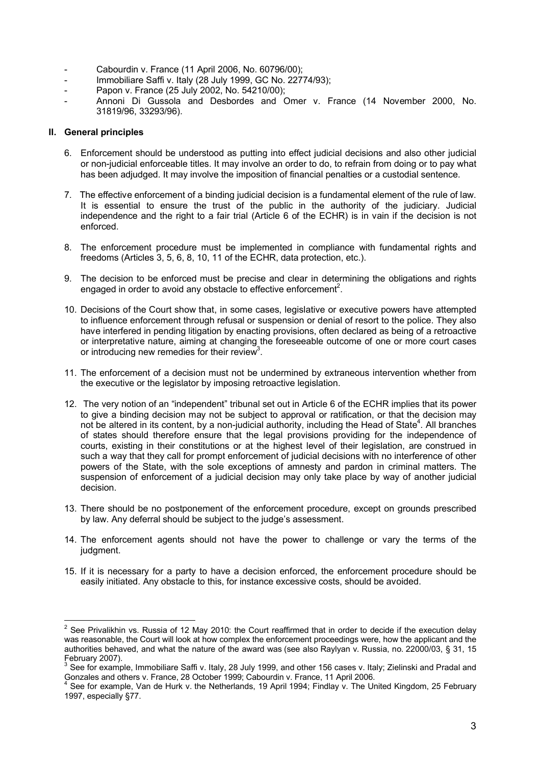- Cabourdin v. France (11 April 2006, No. 60796/00);
- Immobiliare Saffi v. Italy (28 July 1999, GC No. 22774/93);
- Papon v. France (25 July 2002, No. 54210/00);
- Annoni Di Gussola and Desbordes and Omer v. France (14 November 2000, No. 31819/96, 33293/96).

## II. General principles

6. Enforcement should be understood as putting into effect judicial decisions and also other judicial or non-judicial enforceable titles. It may involve an order to do, to refrain from doing or to pay what has been adjudged. It may involve the imposition of financial penalties or a custodial sentence.

7. The effective enforcement of a binding judicial decision is a fundamental element of the rule of law. It is essential to ensure the trust of the public in the authority of the judiciary. Judicial independence and the right to a fair trial (Article 6 of the ECHR) is in vain if the decision is not enforced.

8. The enforcement procedure must be implemented in compliance with fundamental rights and freedoms (Articles 3, 5, 6, 8, 10, 11 of the ECHR, data protection, etc.).

9. The decision to be enforced must be precise and clear in determining the obligations and rights engaged in order to avoid any obstacle to effective enforcement[2].

10. Decisions of the Court show that, in some cases, legislative or executive powers have attempted to influence enforcement through refusal or suspension or denial of resort to the police. They also have interfered in pending litigation by enacting provisions, often declared as being of a retroactive or interpretative nature, aiming at changing the foreseeable outcome of one or more court cases or introducing new remedies for their review[3].

11. The enforcement of a decision must not be undermined by extraneous intervention whether from the executive or the legislator by imposing retroactive legislation.

12. The very notion of an "independent" tribunal set out in Article 6 of the ECHR implies that its power to give a binding decision may not be subject to approval or ratification, or that the decision may not be altered in its content, by a non-judicial authority, including the Head of State[4]. All branches of states should therefore ensure that the legal provisions providing for the independence of courts, existing in their constitutions or at the highest level of their legislation, are construed in such a way that they call for prompt enforcement of judicial decisions with no interference of other powers of the State, with the sole exceptions of amnesty and pardon in criminal matters. The suspension of enforcement of a judicial decision may only take place by way of another judicial decision.

13. There should be no postponement of the enforcement procedure, except on grounds prescribed by law. Any deferral should be subject to the judge's assessment.

14. The enforcement agents should not have the power to challenge or vary the terms of the judgment.

15. If it is necessary for a party to have a decision enforced, the enforcement procedure should be easily initiated. Any obstacle to this, for instance excessive costs, should be avoided.

---

[2] See Privalikhin vs. Russia of 12 May 2010: the Court reaffirmed that in order to decide if the execution delay was reasonable, the Court will look at how complex the enforcement proceedings were, how the applicant and the authorities behaved, and what the nature of the award was (see also Raylyan v. Russia, no. 22000/03, § 31, 15 February 2007).

[3] See for example, Immobiliare Saffi v. Italy, 28 July 1999, and other 156 cases v. Italy; Zielinski and Pradal and Gonzales and others v. France, 28 October 1999; Cabourdin v. France, 11 April 2006.

[4] See for example, Van de Hurk v. the Netherlands, 19 April 1994; Findlay v. The United Kingdom, 25 February 1997, especially §77.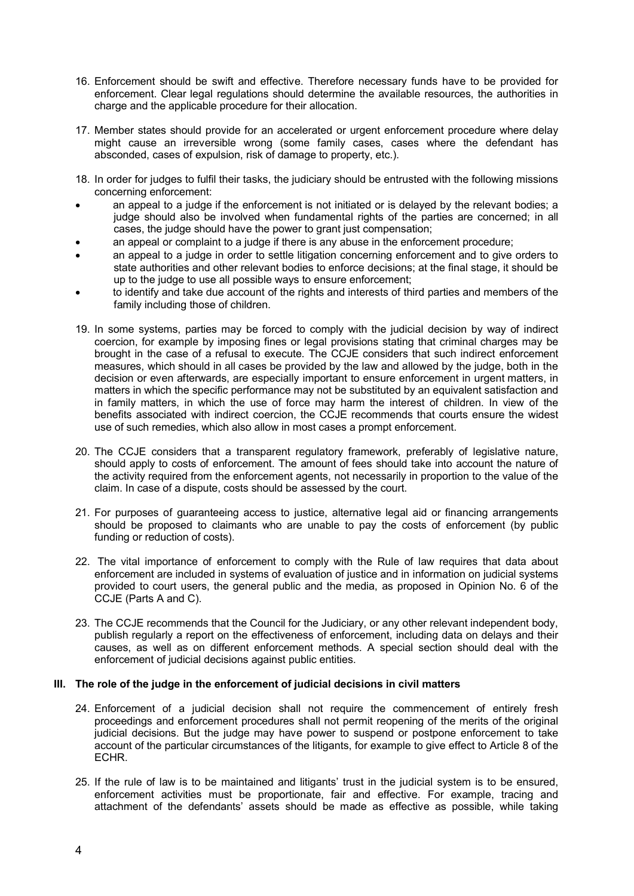16. Enforcement should be swift and effective. Therefore necessary funds have to be provided for enforcement. Clear legal regulations should determine the available resources, the authorities in charge and the applicable procedure for their allocation.

17. Member states should provide for an accelerated or urgent enforcement procedure where delay might cause an irreversible wrong (some family cases, cases where the defendant has absconded, cases of expulsion, risk of damage to property, etc.).

18. In order for judges to fulfil their tasks, the judiciary should be entrusted with the following missions concerning enforcement:

- an appeal to a judge if the enforcement is not initiated or is delayed by the relevant bodies; a judge should also be involved when fundamental rights of the parties are concerned; in all cases, the judge should have the power to grant just compensation;
- an appeal or complaint to a judge if there is any abuse in the enforcement procedure;
- an appeal to a judge in order to settle litigation concerning enforcement and to give orders to state authorities and other relevant bodies to enforce decisions; at the final stage, it should be up to the judge to use all possible ways to ensure enforcement;
- to identify and take due account of the rights and interests of third parties and members of the family including those of children.

19. In some systems, parties may be forced to comply with the judicial decision by way of indirect coercion, for example by imposing fines or legal provisions stating that criminal charges may be brought in the case of a refusal to execute. The CCJE considers that such indirect enforcement measures, which should in all cases be provided by the law and allowed by the judge, both in the decision or even afterwards, are especially important to ensure enforcement in urgent matters, in matters in which the specific performance may not be substituted by an equivalent satisfaction and in family matters, in which the use of force may harm the interest of children. In view of the benefits associated with indirect coercion, the CCJE recommends that courts ensure the widest use of such remedies, which also allow in most cases a prompt enforcement.

20. The CCJE considers that a transparent regulatory framework, preferably of legislative nature, should apply to costs of enforcement. The amount of fees should take into account the nature of the activity required from the enforcement agents, not necessarily in proportion to the value of the claim. In case of a dispute, costs should be assessed by the court.

21. For purposes of guaranteeing access to justice, alternative legal aid or financing arrangements should be proposed to claimants who are unable to pay the costs of enforcement (by public funding or reduction of costs).

22. The vital importance of enforcement to comply with the Rule of law requires that data about enforcement are included in systems of evaluation of justice and in information on judicial systems provided to court users, the general public and the media, as proposed in Opinion No. 6 of the CCJE (Parts A and C).

23. The CCJE recommends that the Council for the Judiciary, or any other relevant independent body, publish regularly a report on the effectiveness of enforcement, including data on delays and their causes, as well as on different enforcement methods. A special section should deal with the enforcement of judicial decisions against public entities.

## III. The role of the judge in the enforcement of judicial decisions in civil matters

24. Enforcement of a judicial decision shall not require the commencement of entirely fresh proceedings and enforcement procedures shall not permit reopening of the merits of the original judicial decisions. But the judge may have power to suspend or postpone enforcement to take account of the particular circumstances of the litigants, for example to give effect to Article 8 of the ECHR.

25. If the rule of law is to be maintained and litigants' trust in the judicial system is to be ensured, enforcement activities must be proportionate, fair and effective. For example, tracing and attachment of the defendants' assets should be made as effective as possible, while taking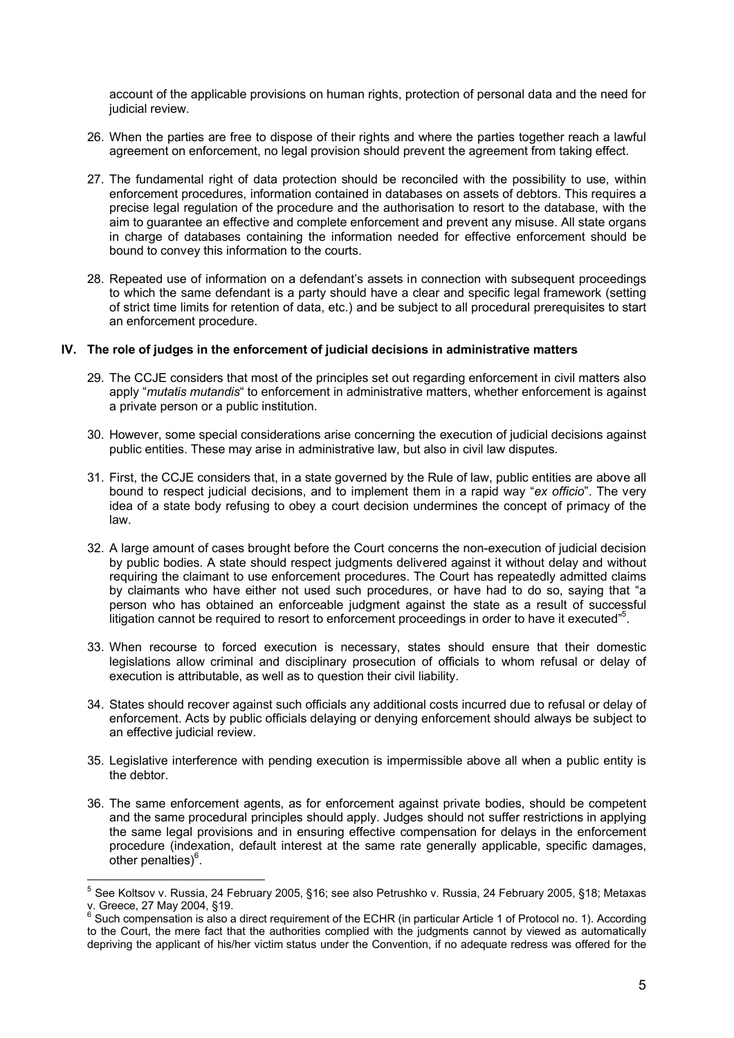account of the applicable provisions on human rights, protection of personal data and the need for judicial review.

26. When the parties are free to dispose of their rights and where the parties together reach a lawful agreement on enforcement, no legal provision should prevent the agreement from taking effect.

27. The fundamental right of data protection should be reconciled with the possibility to use, within enforcement procedures, information contained in databases on assets of debtors. This requires a precise legal regulation of the procedure and the authorisation to resort to the database, with the aim to guarantee an effective and complete enforcement and prevent any misuse. All state organs in charge of databases containing the information needed for effective enforcement should be bound to convey this information to the courts.

28. Repeated use of information on a defendant's assets in connection with subsequent proceedings to which the same defendant is a party should have a clear and specific legal framework (setting of strict time limits for retention of data, etc.) and be subject to all procedural prerequisites to start an enforcement procedure.

## IV. The role of judges in the enforcement of judicial decisions in administrative matters

29. The CCJE considers that most of the principles set out regarding enforcement in civil matters also apply "*mutatis mutandis*" to enforcement in administrative matters, whether enforcement is against a private person or a public institution.

30. However, some special considerations arise concerning the execution of judicial decisions against public entities. These may arise in administrative law, but also in civil law disputes.

31. First, the CCJE considers that, in a state governed by the Rule of law, public entities are above all bound to respect judicial decisions, and to implement them in a rapid way "*ex officio*". The very idea of a state body refusing to obey a court decision undermines the concept of primacy of the law.

32. A large amount of cases brought before the Court concerns the non-execution of judicial decision by public bodies. A state should respect judgments delivered against it without delay and without requiring the claimant to use enforcement procedures. The Court has repeatedly admitted claims by claimants who have either not used such procedures, or have had to do so, saying that "a person who has obtained an enforceable judgment against the state as a result of successful litigation cannot be required to resort to enforcement proceedings in order to have it executed"[5].

33. When recourse to forced execution is necessary, states should ensure that their domestic legislations allow criminal and disciplinary prosecution of officials to whom refusal or delay of execution is attributable, as well as to question their civil liability.

34. States should recover against such officials any additional costs incurred due to refusal or delay of enforcement. Acts by public officials delaying or denying enforcement should always be subject to an effective judicial review.

35. Legislative interference with pending execution is impermissible above all when a public entity is the debtor.

36. The same enforcement agents, as for enforcement against private bodies, should be competent and the same procedural principles should apply. Judges should not suffer restrictions in applying the same legal provisions and in ensuring effective compensation for delays in the enforcement procedure (indexation, default interest at the same rate generally applicable, specific damages, other penalties)[6].

---

[5] See Koltsov v. Russia, 24 February 2005, §16; see also Petrushko v. Russia, 24 February 2005, §18; Metaxas v. Greece, 27 May 2004, §19.

[6] Such compensation is also a direct requirement of the ECHR (in particular Article 1 of Protocol no. 1). According to the Court, the mere fact that the authorities complied with the judgments cannot by viewed as automatically depriving the applicant of his/her victim status under the Convention, if no adequate redress was offered for the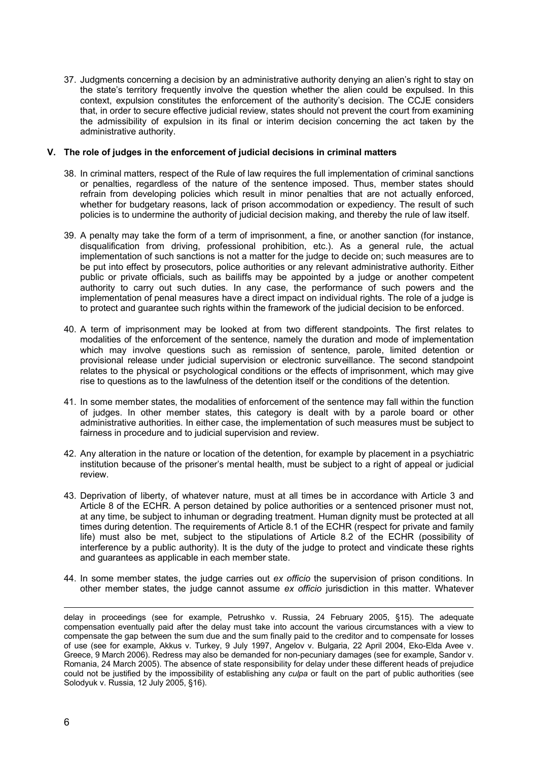37. Judgments concerning a decision by an administrative authority denying an alien's right to stay on the state's territory frequently involve the question whether the alien could be expelled. In this context, expulsion constitutes the enforcement of the authority's decision. The CCJE considers that, in order to secure effective judicial review, states should not prevent the court from examining the admissibility of expulsion in its final or interim decision concerning the act taken by the administrative authority.

## V. The role of judges in the enforcement of judicial decisions in criminal matters

38. In criminal matters, respect of the Rule of law requires the full implementation of criminal sanctions or penalties, regardless of the nature of the sentence imposed. Thus, member states should refrain from developing policies which result in minor penalties that are not actually enforced, whether for budgetary reasons, lack of prison accommodation or expediency. The result of such policies is to undermine the authority of judicial decision making, and thereby the rule of law itself.

39. A penalty may take the form of a term of imprisonment, a fine, or another sanction (for instance, disqualification from driving, professional prohibition, etc.). As a general rule, the actual implementation of such sanctions is not a matter for the judge to decide on; such measures are to be put into effect by prosecutors, police authorities or any relevant administrative authority. Either public or private officials, such as bailiffs may be appointed by a judge or another competent authority to carry out such duties. In any case, the performance of such powers and the implementation of penal measures have a direct impact on individual rights. The role of a judge is to protect and guarantee such rights within the framework of the judicial decision to be enforced.

40. A term of imprisonment may be looked at from two different standpoints. The first relates to modalities of the enforcement of the sentence, namely the duration and mode of implementation which may involve questions such as remission of sentence, parole, limited detention or provisional release under judicial supervision or electronic surveillance. The second standpoint relates to the physical or psychological conditions or the effects of imprisonment, which may give rise to questions as to the lawfulness of the detention itself or the conditions of the detention.

41. In some member states, the modalities of enforcement of the sentence may fall within the function of judges. In other member states, this category is dealt with by a parole board or other administrative authorities. In either case, the implementation of such measures must be subject to fairness in procedure and to judicial supervision and review.

42. Any alteration in the nature or location of the detention, for example by placement in a psychiatric institution because of the prisoner's mental health, must be subject to a right of appeal or judicial review.

43. Deprivation of liberty, of whatever nature, must at all times be in accordance with Article 3 and Article 8 of the ECHR. A person detained by police authorities or a sentenced prisoner must not, at any time, be subject to inhuman or degrading treatment. Human dignity must be protected at all times during detention. The requirements of Article 8.1 of the ECHR (respect for private and family life) must also be met, subject to the stipulations of Article 8.2 of the ECHR (possibility of interference by a public authority). It is the duty of the judge to protect and vindicate these rights and guarantees as applicable in each member state.

44. In some member states, the judge carries out *ex officio* the supervision of prison conditions. In other member states, the judge cannot assume *ex officio* jurisdiction in this matter. Whatever

---

delay in proceedings (see for example, Petrushko v. Russia, 24 February 2005, §15). The adequate compensation eventually paid after the delay must take into account the various circumstances with a view to compensate the gap between the sum due and the sum finally paid to the creditor and to compensate for losses of use (see for example, Akkus v. Turkey, 9 July 1997, Angelov v. Bulgaria, 22 April 2004, Eko-Elda Avee v. Greece, 9 March 2006). Redress may also be demanded for non-pecuniary damages (see for example, Sandor v. Romania, 24 March 2005). The absence of state responsibility for delay under these different heads of prejudice could not be justified by the impossibility of establishing any *culpa* or fault on the part of public authorities (see Solodyuk v. Russia, 12 July 2005, §16).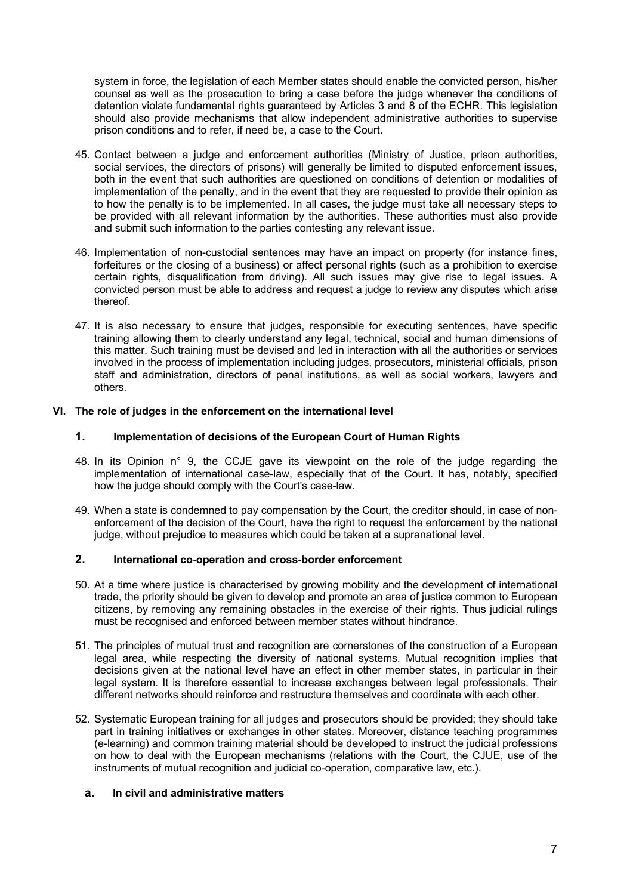system in force, the legislation of each Member states should enable the convicted person, his/her counsel as well as the prosecution to bring a case before the judge whenever the conditions of detention violate fundamental rights guaranteed by Articles 3 and 8 of the ECHR. This legislation should also provide mechanisms that allow independent administrative authorities to supervise prison conditions and to refer, if need be, a case to the Court.

45. Contact between a judge and enforcement authorities (Ministry of Justice, prison authorities, social services, the directors of prisons) will generally be limited to disputed enforcement issues, both in the event that such authorities are questioned on conditions of detention or modalities of implementation of the penalty, and in the event that they are requested to provide their opinion as to how the penalty is to be implemented. In all cases, the judge must take all necessary steps to be provided with all relevant information by the authorities. These authorities must also provide and submit such information to the parties contesting any relevant issue.

46. Implementation of non-custodial sentences may have an impact on property (for instance fines, forfeitures or the closing of a business) or affect personal rights (such as a prohibition to exercise certain rights, disqualification from driving). All such issues may give rise to legal issues. A convicted person must be able to address and request a judge to review any disputes which arise thereof.

47. It is also necessary to ensure that judges, responsible for executing sentences, have specific training allowing them to clearly understand any legal, technical, social and human dimensions of this matter. Such training must be devised and led in interaction with all the authorities or services involved in the process of implementation including judges, prosecutors, ministerial officials, prison staff and administration, directors of penal institutions, as well as social workers, lawyers and others.

## VI. The role of judges in the enforcement on the international level

### 1. Implementation of decisions of the European Court of Human Rights

48. In its Opinion n° 9, the CCJE gave its viewpoint on the role of the judge regarding the implementation of international case-law, especially that of the Court. It has, notably, specified how the judge should comply with the Court's case-law.

49. When a state is condemned to pay compensation by the Court, the creditor should, in case of non-enforcement of the decision of the Court, have the right to request the enforcement by the national judge, without prejudice to measures which could be taken at a supranational level.

### 2. International co-operation and cross-border enforcement

50. At a time where justice is characterised by growing mobility and the development of international trade, the priority should be given to develop and promote an area of justice common to European citizens, by removing any remaining obstacles in the exercise of their rights. Thus judicial rulings must be recognised and enforced between member states without hindrance.

51. The principles of mutual trust and recognition are cornerstones of the construction of a European legal area, while respecting the diversity of national systems. Mutual recognition implies that decisions given at the national level have an effect in other member states, in particular in their legal system. It is therefore essential to increase exchanges between legal professionals. Their different networks should reinforce and restructure themselves and coordinate with each other.

52. Systematic European training for all judges and prosecutors should be provided; they should take part in training initiatives or exchanges in other states. Moreover, distance teaching programmes (e-learning) and common training material should be developed to instruct the judicial professions on how to deal with the European mechanisms (relations with the Court, the CJUE, use of the instruments of mutual recognition and judicial co-operation, comparative law, etc.).

#### a. In civil and administrative matters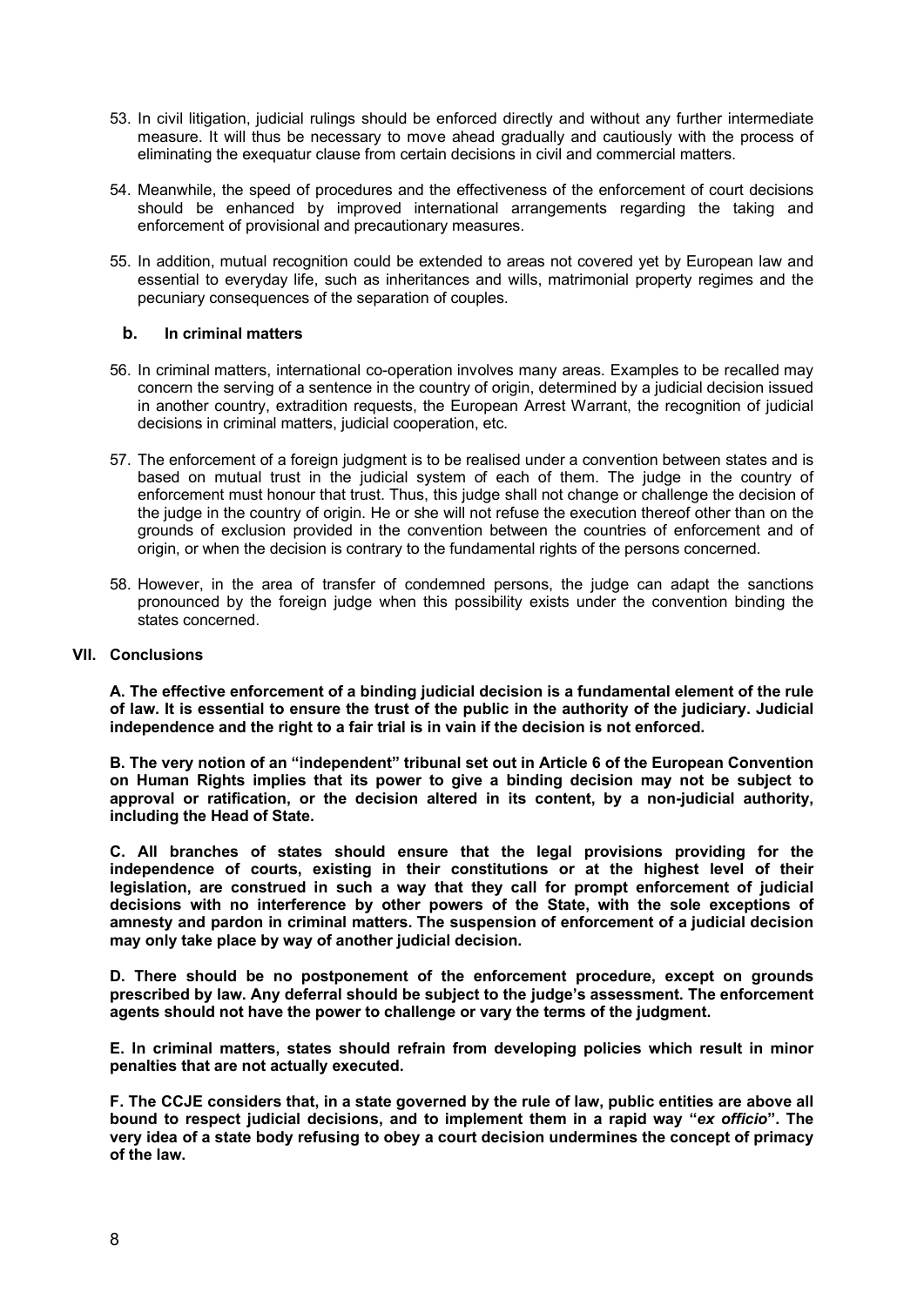53. In civil litigation, judicial rulings should be enforced directly and without any further intermediate measure. It will thus be necessary to move ahead gradually and cautiously with the process of eliminating the exequatur clause from certain decisions in civil and commercial matters.

54. Meanwhile, the speed of procedures and the effectiveness of the enforcement of court decisions should be enhanced by improved international arrangements regarding the taking and enforcement of provisional and precautionary measures.

55. In addition, mutual recognition could be extended to areas not covered yet by European law and essential to everyday life, such as inheritances and wills, matrimonial property regimes and the pecuniary consequences of the separation of couples.

### b. In criminal matters

56. In criminal matters, international co-operation involves many areas. Examples to be recalled may concern the serving of a sentence in the country of origin, determined by a judicial decision issued in another country, extradition requests, the European Arrest Warrant, the recognition of judicial decisions in criminal matters, judicial cooperation, etc.

57. The enforcement of a foreign judgment is to be realised under a convention between states and is based on mutual trust in the judicial system of each of them. The judge in the country of enforcement must honour that trust. Thus, this judge shall not change or challenge the decision of the judge in the country of origin. He or she will not refuse the execution thereof other than on the grounds of exclusion provided in the convention between the countries of enforcement and of origin, or when the decision is contrary to the fundamental rights of the persons concerned.

58. However, in the area of transfer of condemned persons, the judge can adapt the sanctions pronounced by the foreign judge when this possibility exists under the convention binding the states concerned.

## VII. Conclusions

**A. The effective enforcement of a binding judicial decision is a fundamental element of the rule of law. It is essential to ensure the trust of the public in the authority of the judiciary. Judicial independence and the right to a fair trial is in vain if the decision is not enforced.**

**B. The very notion of an "independent" tribunal set out in Article 6 of the European Convention on Human Rights implies that its power to give a binding decision may not be subject to approval or ratification, or the decision altered in its content, by a non-judicial authority, including the Head of State.**

**C. All branches of states should ensure that the legal provisions providing for the independence of courts, existing in their constitutions or at the highest level of their legislation, are construed in such a way that they call for prompt enforcement of judicial decisions with no interference by other powers of the State, with the sole exceptions of amnesty and pardon in criminal matters. The suspension of enforcement of a judicial decision may only take place by way of another judicial decision.**

**D. There should be no postponement of the enforcement procedure, except on grounds prescribed by law. Any deferral should be subject to the judge's assessment. The enforcement agents should not have the power to challenge or vary the terms of the judgment.**

**E. In criminal matters, states should refrain from developing policies which result in minor penalties that are not actually executed.**

**F. The CCJE considers that, in a state governed by the rule of law, public entities are above all bound to respect judicial decisions, and to implement them in a rapid way "*ex officio*". The very idea of a state body refusing to obey a court decision undermines the concept of primacy of the law.**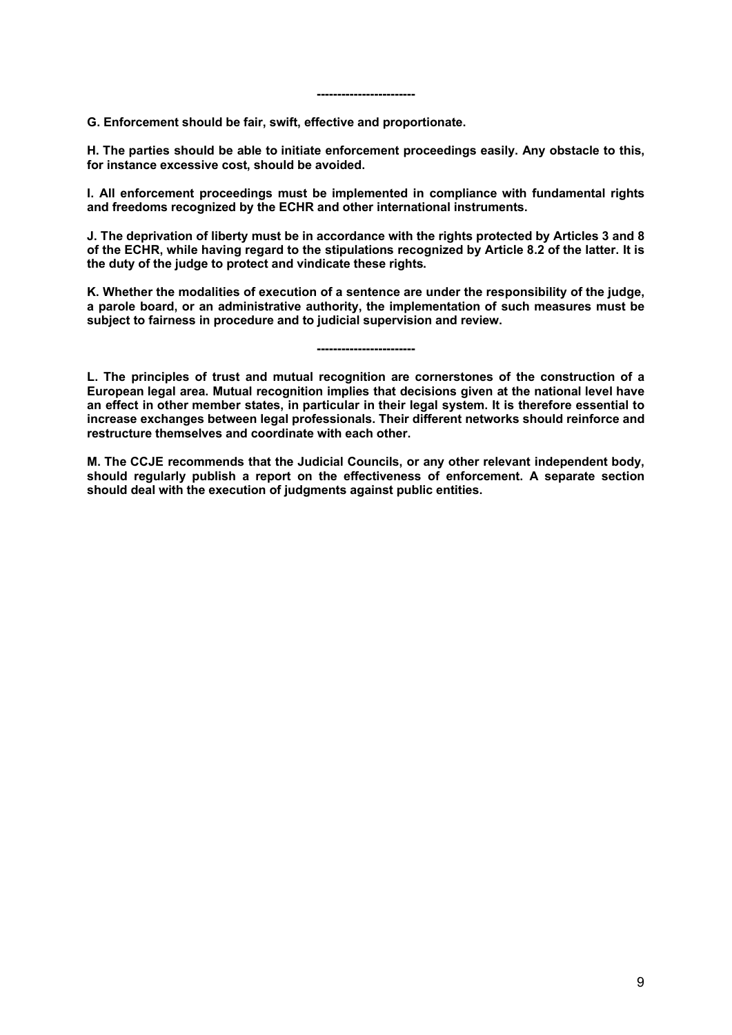------------------------

**G. Enforcement should be fair, swift, effective and proportionate.**

**H. The parties should be able to initiate enforcement proceedings easily. Any obstacle to this, for instance excessive cost, should be avoided.**

**I. All enforcement proceedings must be implemented in compliance with fundamental rights and freedoms recognized by the ECHR and other international instruments.**

**J. The deprivation of liberty must be in accordance with the rights protected by Articles 3 and 8 of the ECHR, while having regard to the stipulations recognized by Article 8.2 of the latter. It is the duty of the judge to protect and vindicate these rights.**

**K. Whether the modalities of execution of a sentence are under the responsibility of the judge, a parole board, or an administrative authority, the implementation of such measures must be subject to fairness in procedure and to judicial supervision and review.**

------------------------

**L. The principles of trust and mutual recognition are cornerstones of the construction of a European legal area. Mutual recognition implies that decisions given at the national level have an effect in other member states, in particular in their legal system. It is therefore essential to increase exchanges between legal professionals. Their different networks should reinforce and restructure themselves and coordinate with each other.**

**M. The CCJE recommends that the Judicial Councils, or any other relevant independent body, should regularly publish a report on the effectiveness of enforcement. A separate section should deal with the execution of judgments against public entities.**